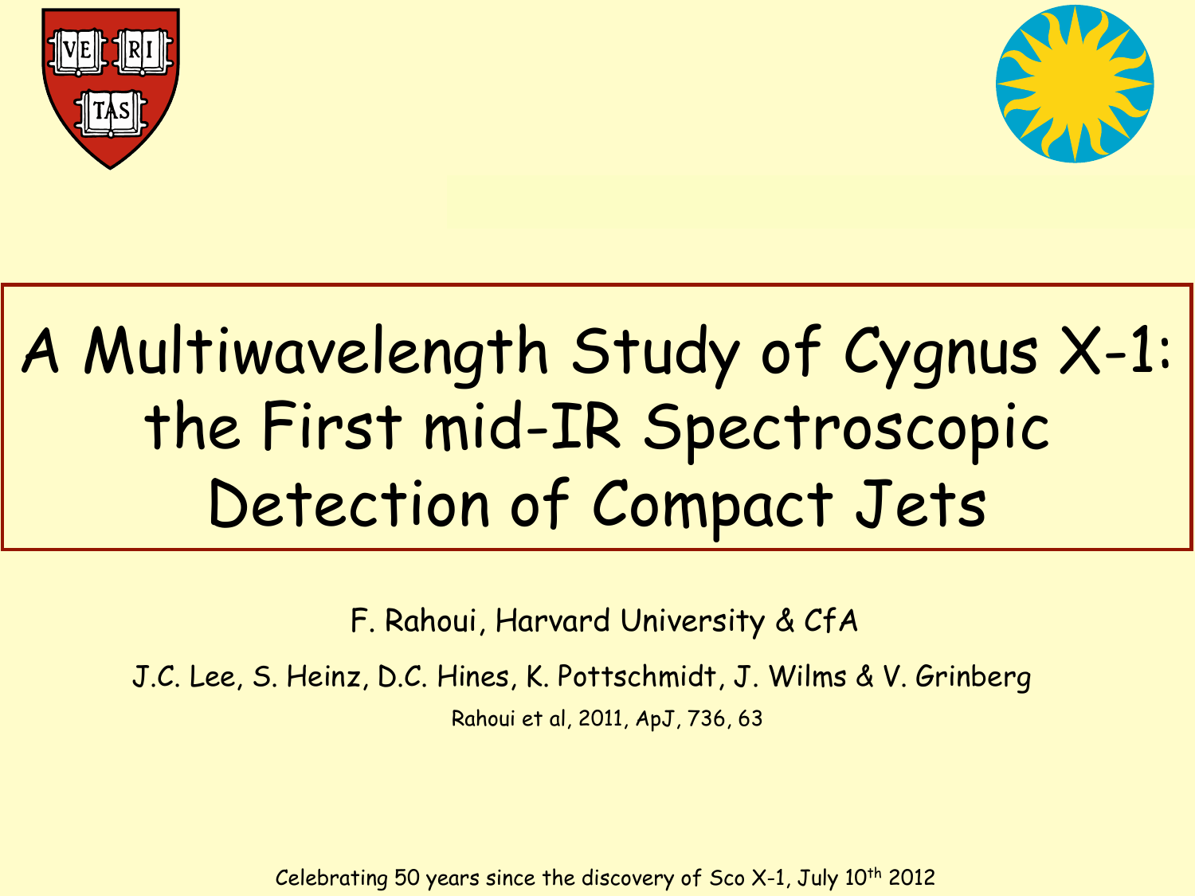# A Multiwavelength Study of Cygnus X-1: the First mid-IR Spectroscopic Detection of Compact Jets

F. Rahoui, Harvard University & CfA

J.C. Lee, S. Heinz, D.C. Hines, K. Pottschmidt, J. Wilms & V. Grinberg

Rahoui et al, 2011, ApJ, 736, 63

Celebrating 50 years since the discovery of Sco X-1, July 10th 2012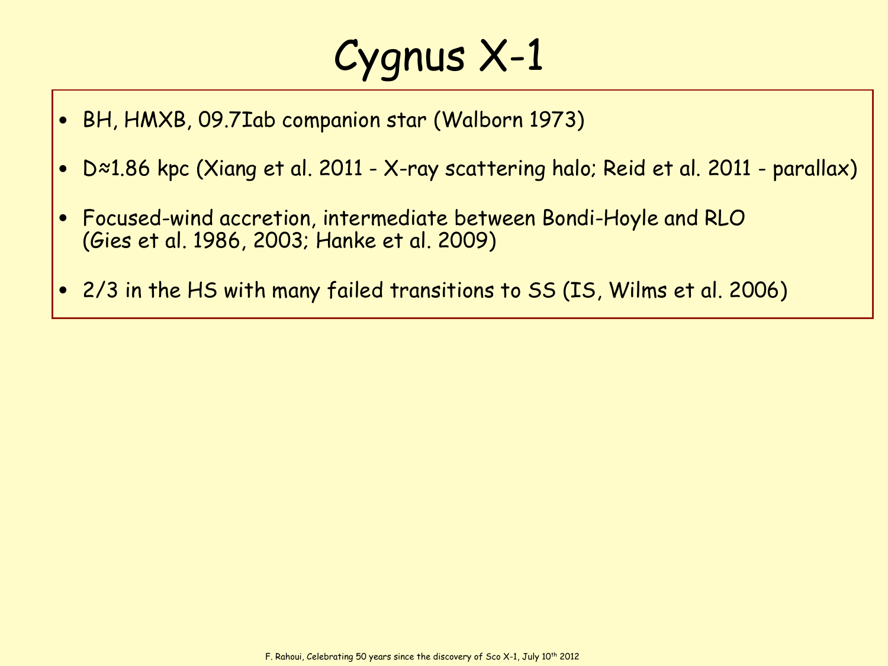# Cygnus X-1

- BH, HMXB, O9.7Iab companion star (Walborn 1973)
- D≈1.86 kpc (Xiang et al. 2011 - X-ray scattering halo; Reid et al. 2011 - parallax)
- Focused-wind accretion, intermediate between Bondi-Hoyle and RLO (Gies et al. 1986, 2003; Hanke et al. 2009)
- 2/3 in the HS with many failed transitions to SS (IS, Wilms et al. 2006)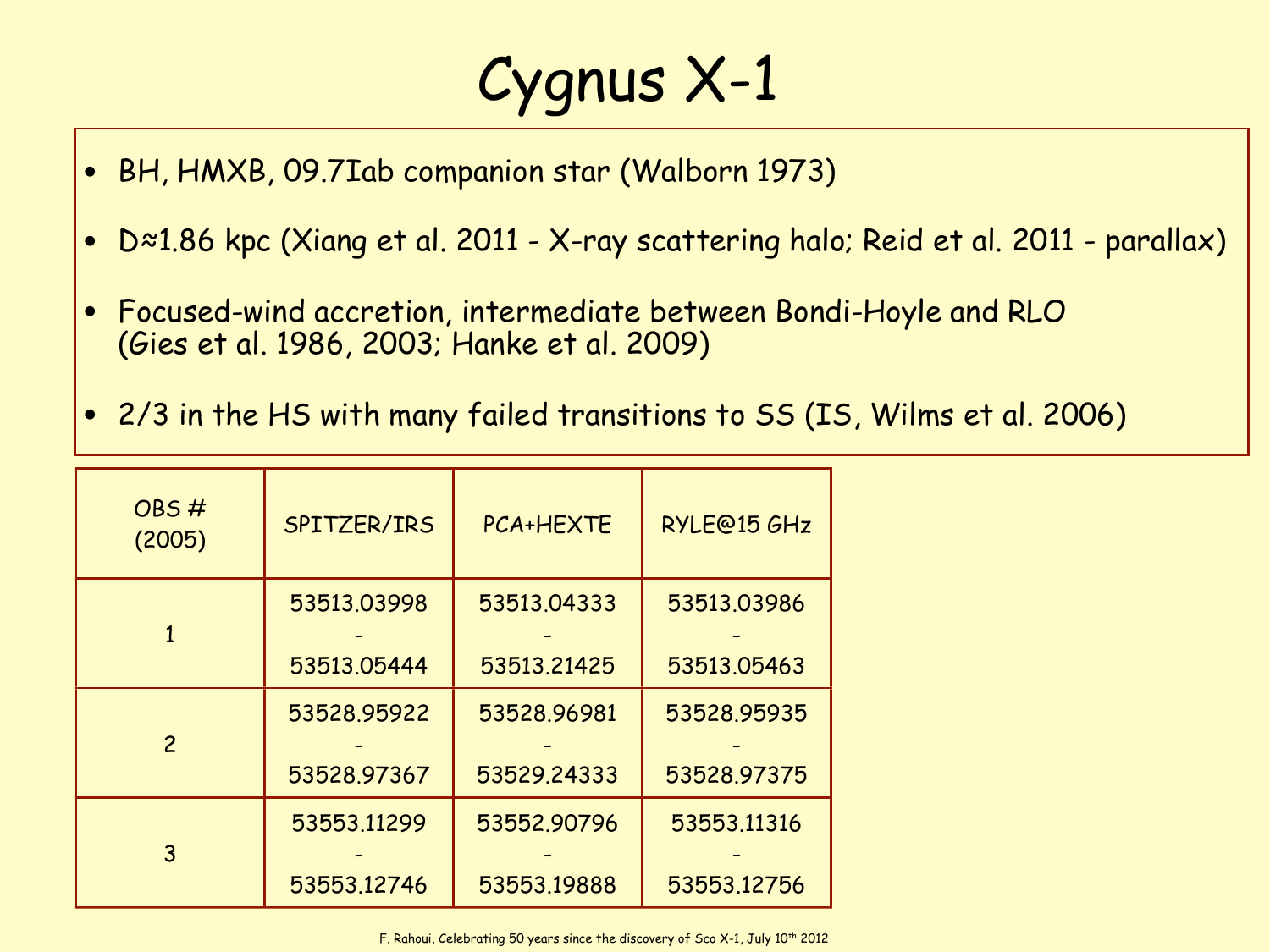# Cygnus X-1

- BH, HMXB, O9.7Iab companion star (Walborn 1973)
- D≈1.86 kpc (Xiang et al. 2011 - X-ray scattering halo; Reid et al. 2011 - parallax)
- Focused-wind accretion, intermediate between Bondi-Hoyle and RLO (Gies et al. 1986, 2003; Hanke et al. 2009)
- 2/3 in the HS with many failed transitions to SS (IS, Wilms et al. 2006)

| OBS # (2005) | SPITZER/IRS | PCA+HEXTE | RYLE@15 GHz |
|---|---|---|---|
| 1 | 53513.03998 - 53513.05444 | 53513.04333 - 53513.21425 | 53513.03986 - 53513.05463 |
| 2 | 53528.95922 - 53528.97367 | 53528.96981 - 53529.24333 | 53528.95935 - 53528.97375 |
| 3 | 53553.11299 - 53553.12746 | 53552.90796 - 53553.19888 | 53553.11316 - 53553.12756 |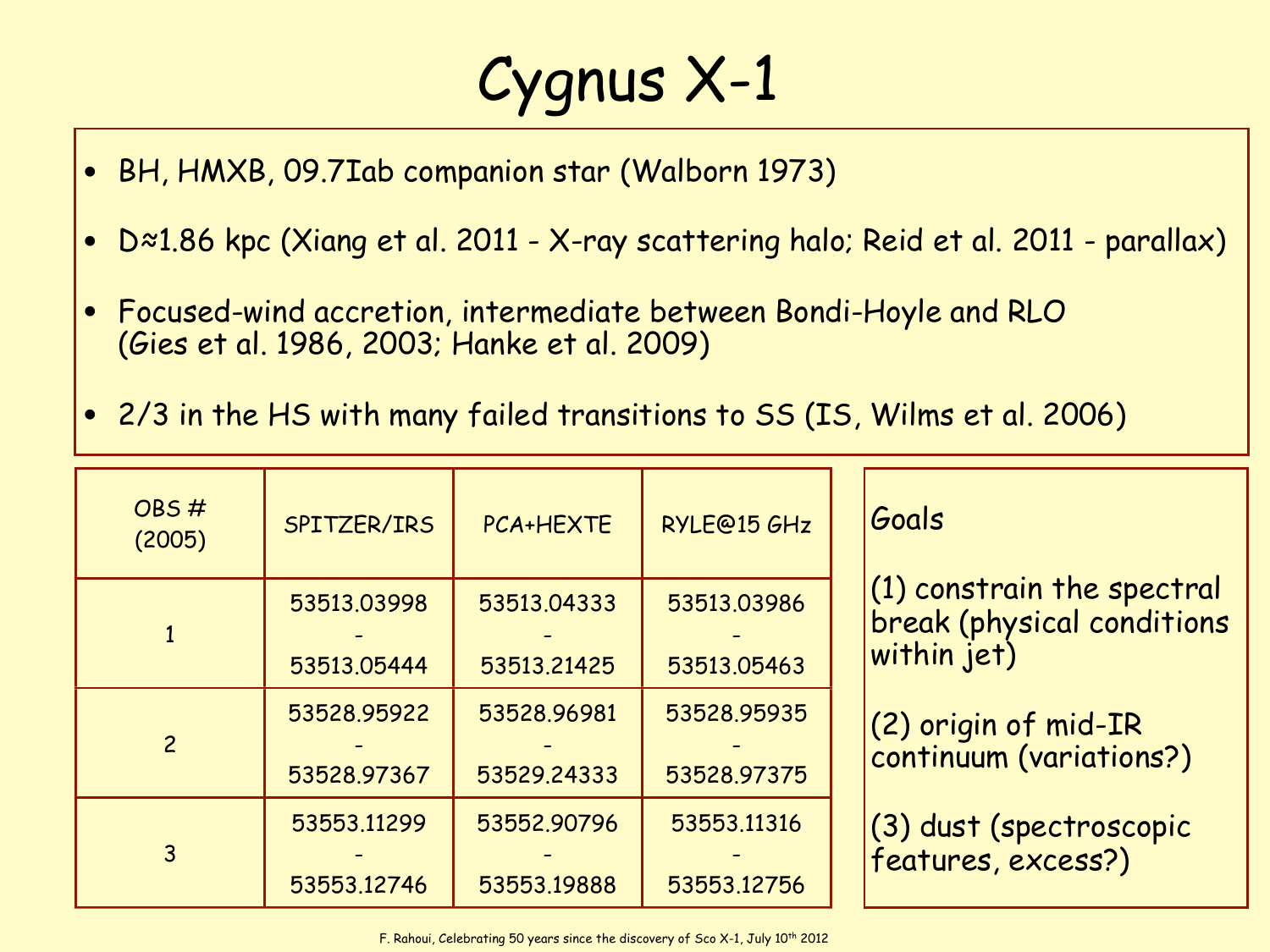# Cygnus X-1

- BH, HMXB, O9.7Iab companion star (Walborn 1973)
- D≈1.86 kpc (Xiang et al. 2011 - X-ray scattering halo; Reid et al. 2011 - parallax)
- Focused-wind accretion, intermediate between Bondi-Hoyle and RLO (Gies et al. 1986, 2003; Hanke et al. 2009)
- 2/3 in the HS with many failed transitions to SS (IS, Wilms et al. 2006)

| OBS # (2005) | SPITZER/IRS | PCA+HEXTE | RYLE@15 GHz |
|---|---|---|---|
| 1 | 53513.03998 - 53513.05444 | 53513.04333 - 53513.21425 | 53513.03986 - 53513.05463 |
| 2 | 53528.95922 - 53528.97367 | 53528.96981 - 53529.24333 | 53528.95935 - 53528.97375 |
| 3 | 53553.11299 - 53553.12746 | 53552.90796 - 53553.19888 | 53553.11316 - 53553.12756 |

Goals

(1) constrain the spectral break (physical conditions within jet)

(2) origin of mid-IR continuum (variations?)

(3) dust (spectroscopic features, excess?)

F. Rahoui, Celebrating 50 years since the discovery of Sco X-1, July 10th 2012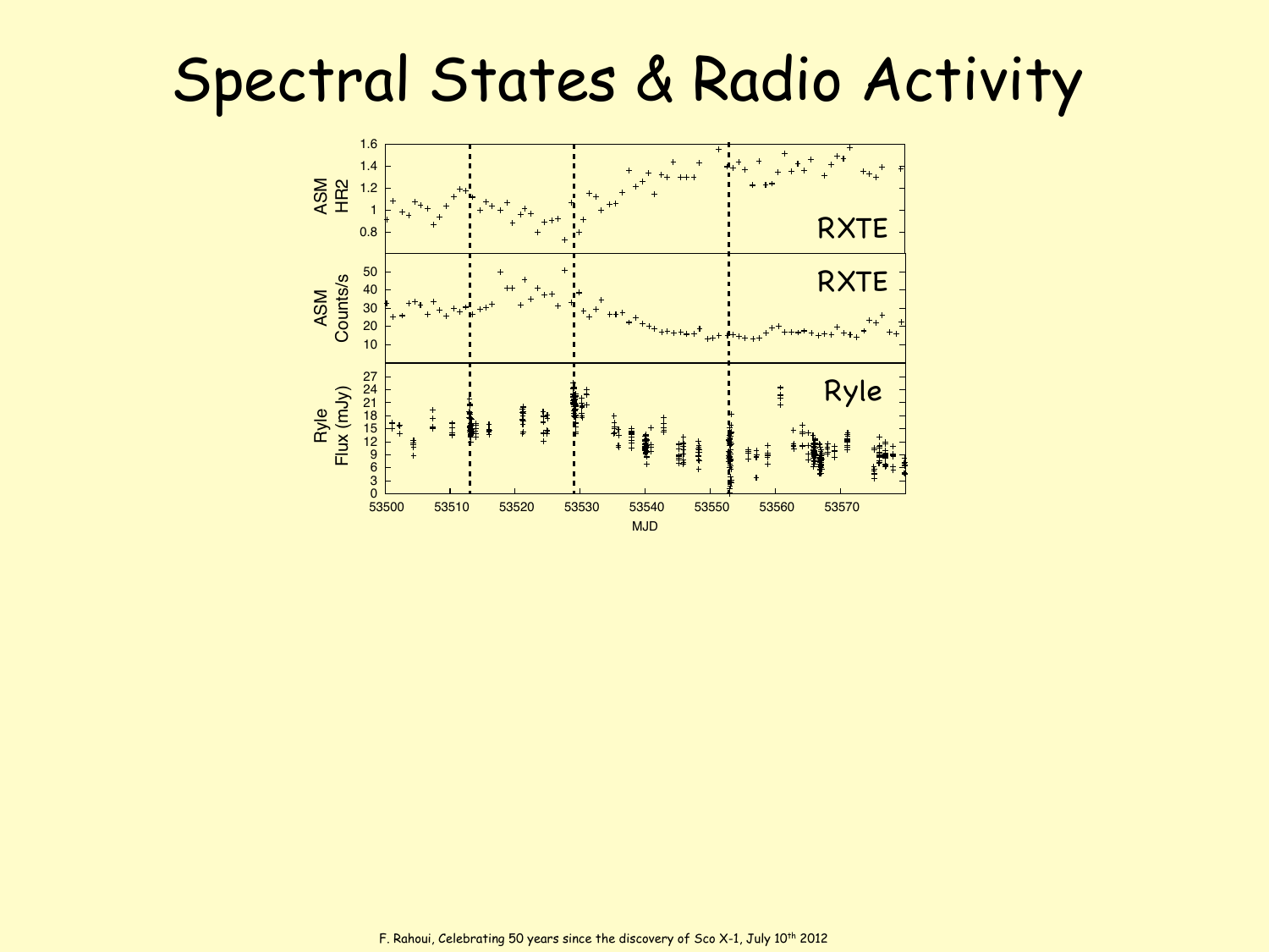# Spectral States & Radio Activity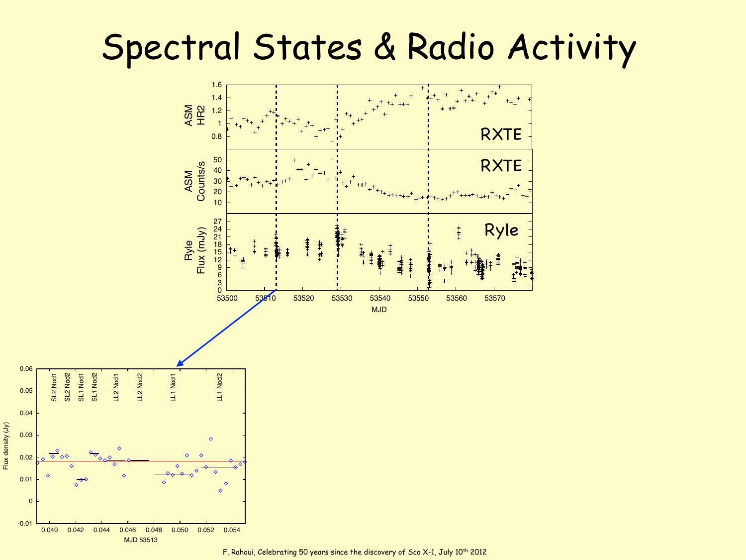# Spectral States & Radio Activity

RXTE

ASM HR2

RXTE

ASM Counts/s

Ryle

Ryle Flux (mJy)

MJD

SL2 Nod1 SL2 Nod2 SL1 Nod1 SL1 Nod2 LL2 Nod1 LL2 Nod2 LL1 Nod1 LL1 Nod2

Flux density (Jy)

MJD 53513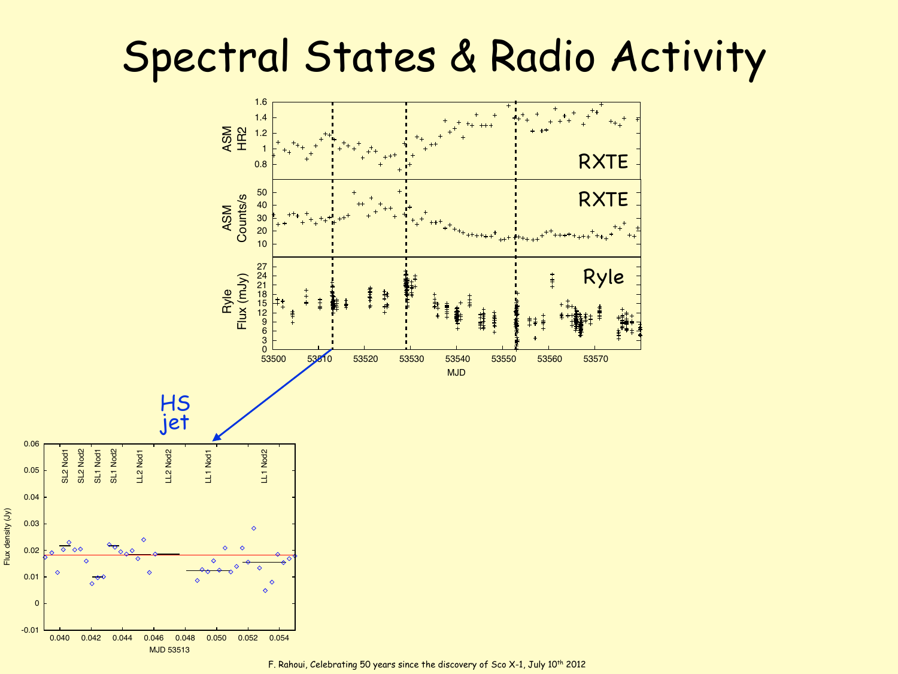# Spectral States & Radio Activity

ASM HR2 | RXTE

ASM Counts/s | RXTE

Ryle Flux (mJy) | Ryle

MJD

HS jet

SL2 Nod1, SL2 Nod2, SL1 Nod1, SL1 Nod2, LL2 Nod1, LL2 Nod2, LL1 Nod1, LL1 Nod2

Flux density (Jy)

MJD 53513

F. Rahoui, Celebrating 50 years since the discovery of Sco X-1, July 10th 2012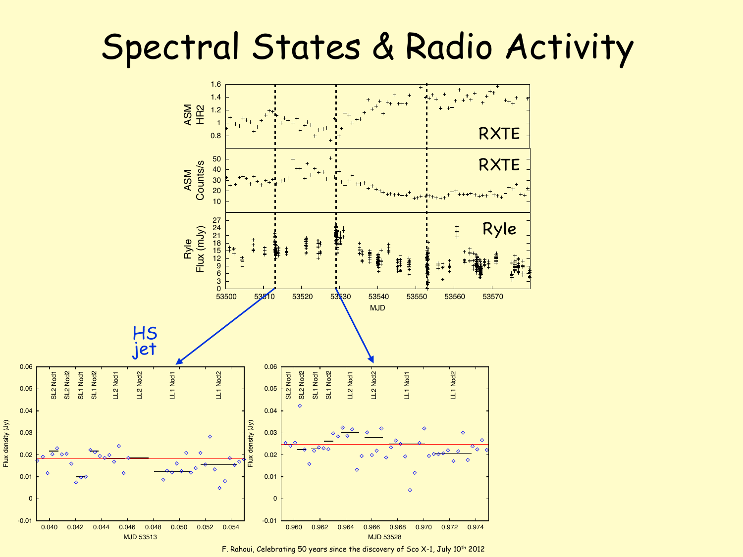# Spectral States & Radio Activity

HS jet

F. Rahoui, Celebrating 50 years since the discovery of Sco X-1, July 10th 2012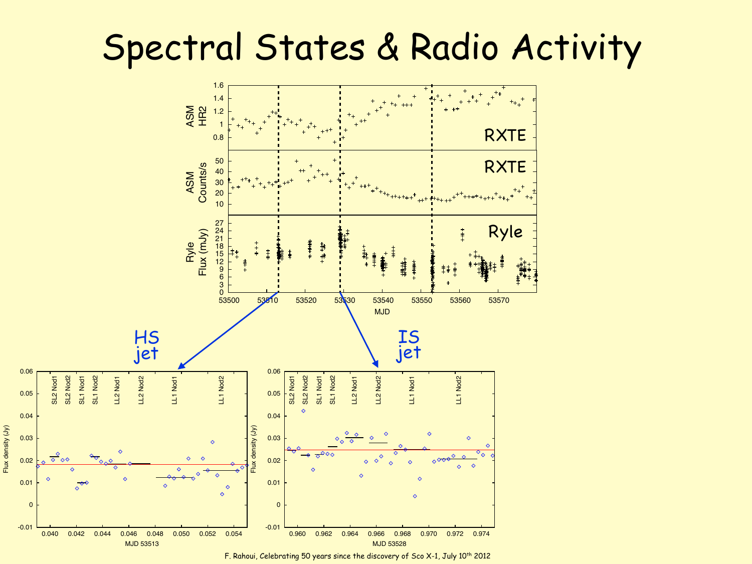# Spectral States & Radio Activity

F. Rahoui, Celebrating 50 years since the discovery of Sco X-1, July 10th 2012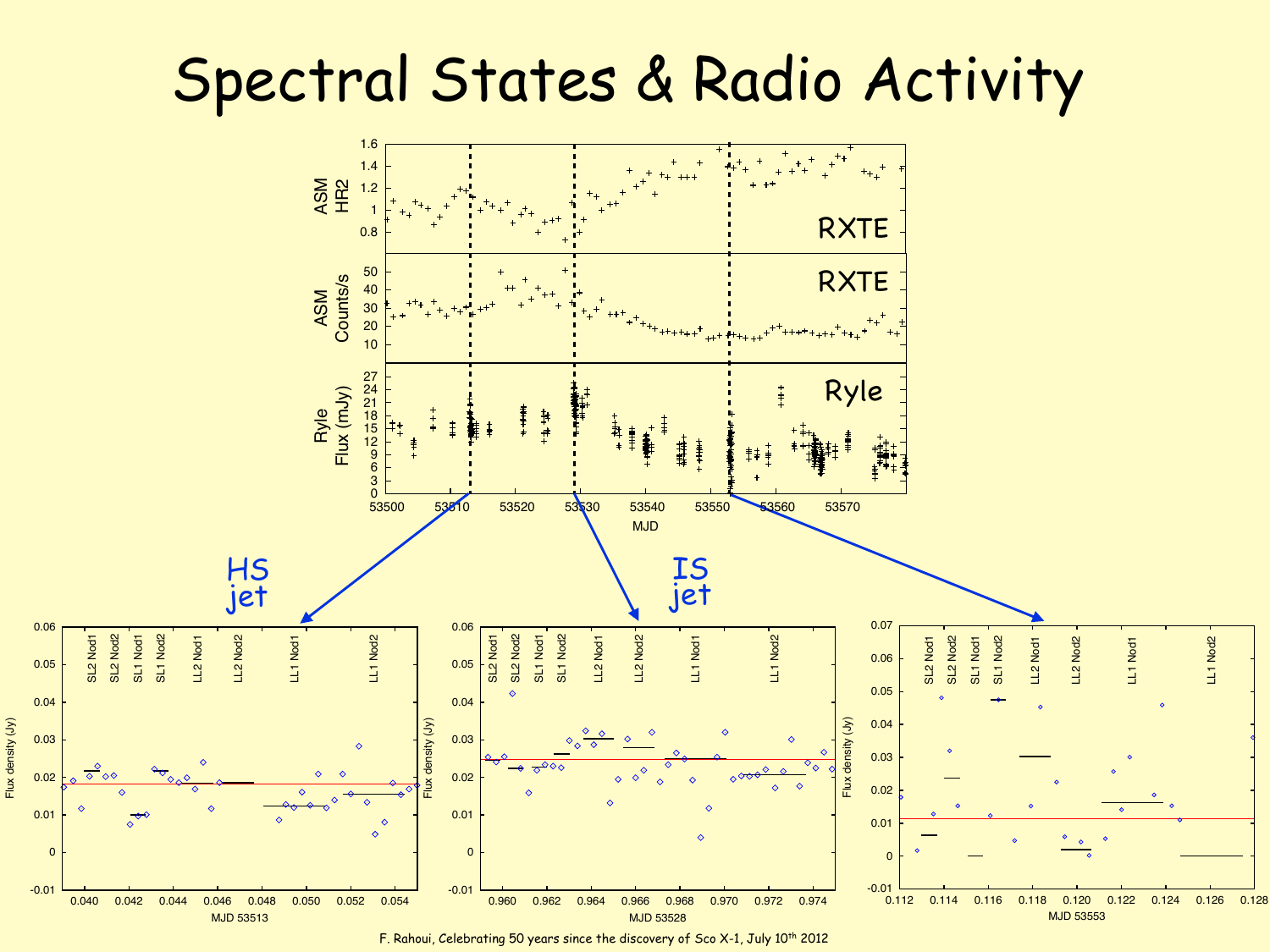# Spectral States & Radio Activity

HS jet

IS jet

F. Rahoui, Celebrating 50 years since the discovery of Sco X-1, July 10th 2012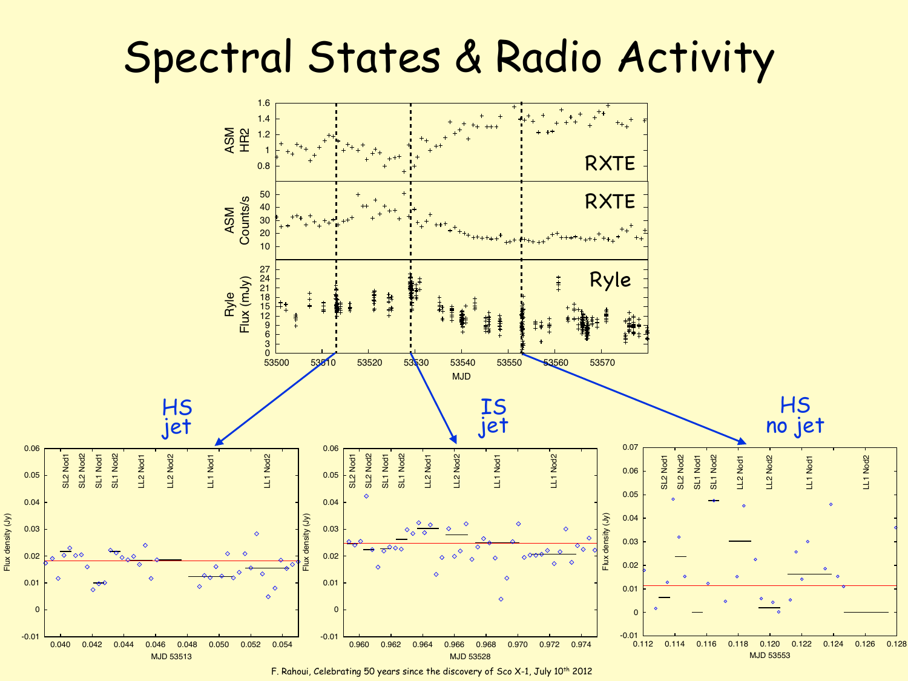# Spectral States & Radio Activity

RXTE — ASM HR2

RXTE — ASM Counts/s

Ryle — Flux (mJy)

MJD

HS jet

IS jet

HS no jet

SL2 Nod1, SL2 Nod2, SL1 Nod1, SL1 Nod2, LL2 Nod1, LL2 Nod2, LL1 Nod1, LL1 Nod2

Flux density (Jy)

MJD 53513

MJD 53528

MJD 53553

F. Rahoui, Celebrating 50 years since the discovery of Sco X-1, July 10th 2012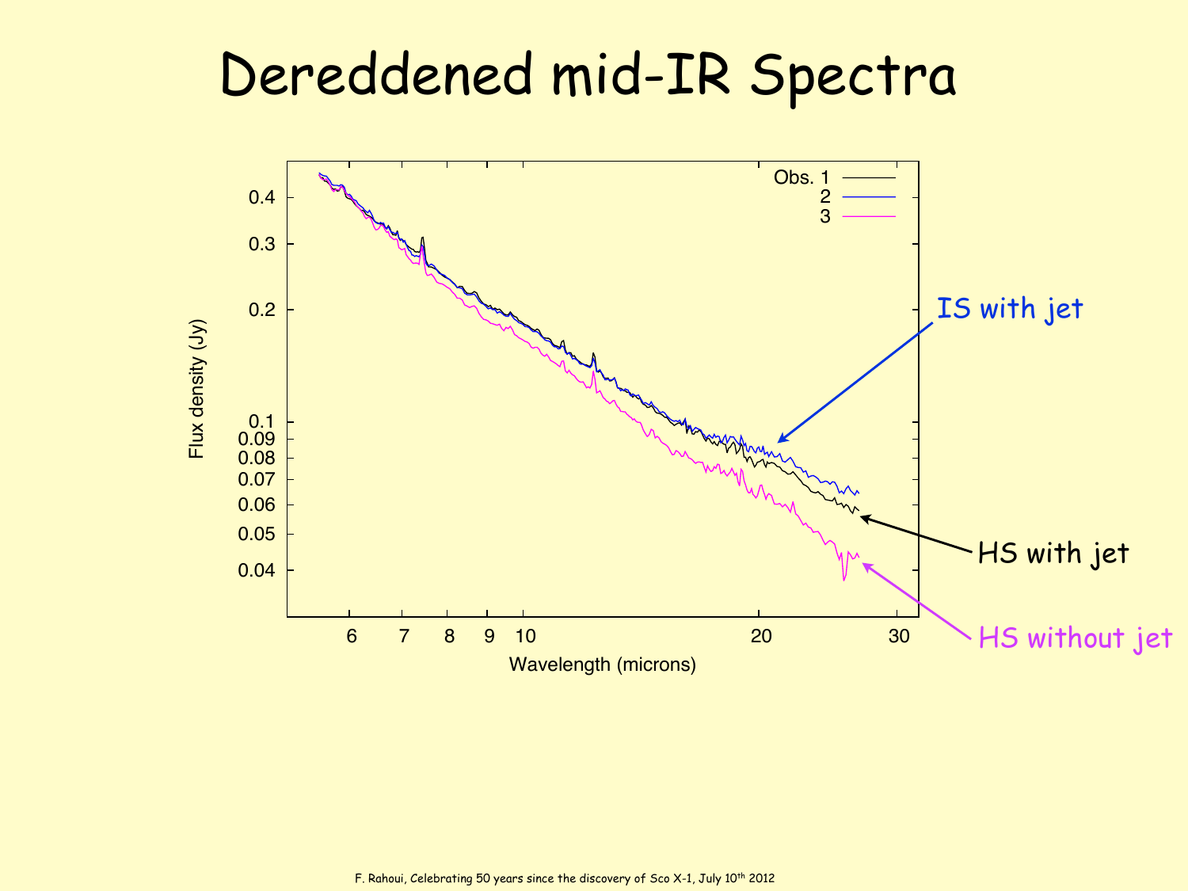# Dereddened mid-IR Spectra

Obs. 1
2
3

Flux density (Jy)

Wavelength (microns)

IS with jet

HS with jet

HS without jet

F. Rahoui, Celebrating 50 years since the discovery of Sco X-1, July 10th 2012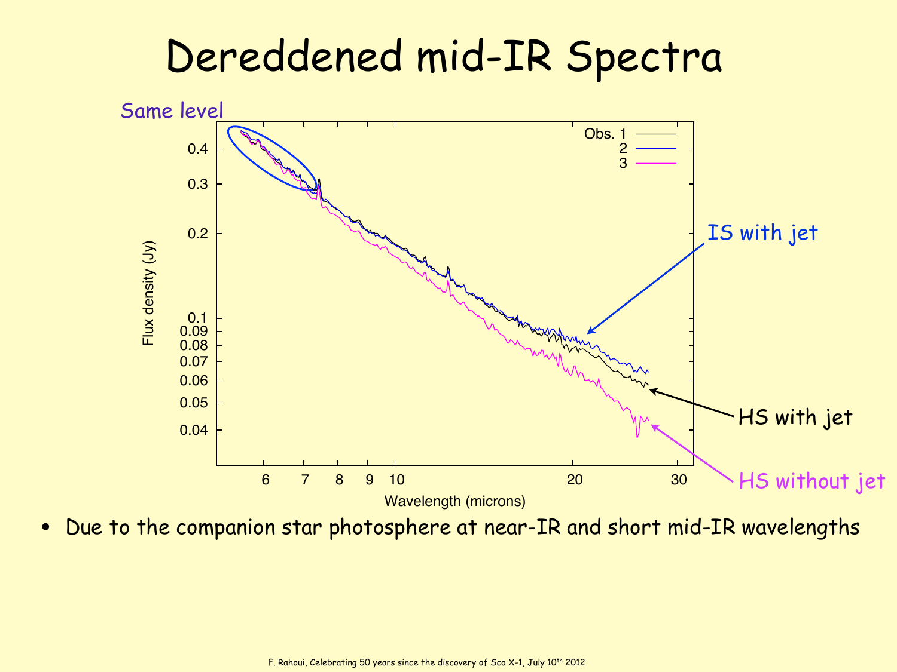# Dereddened mid-IR Spectra

Same level

IS with jet

HS with jet

HS without jet

- Due to the companion star photosphere at near-IR and short mid-IR wavelengths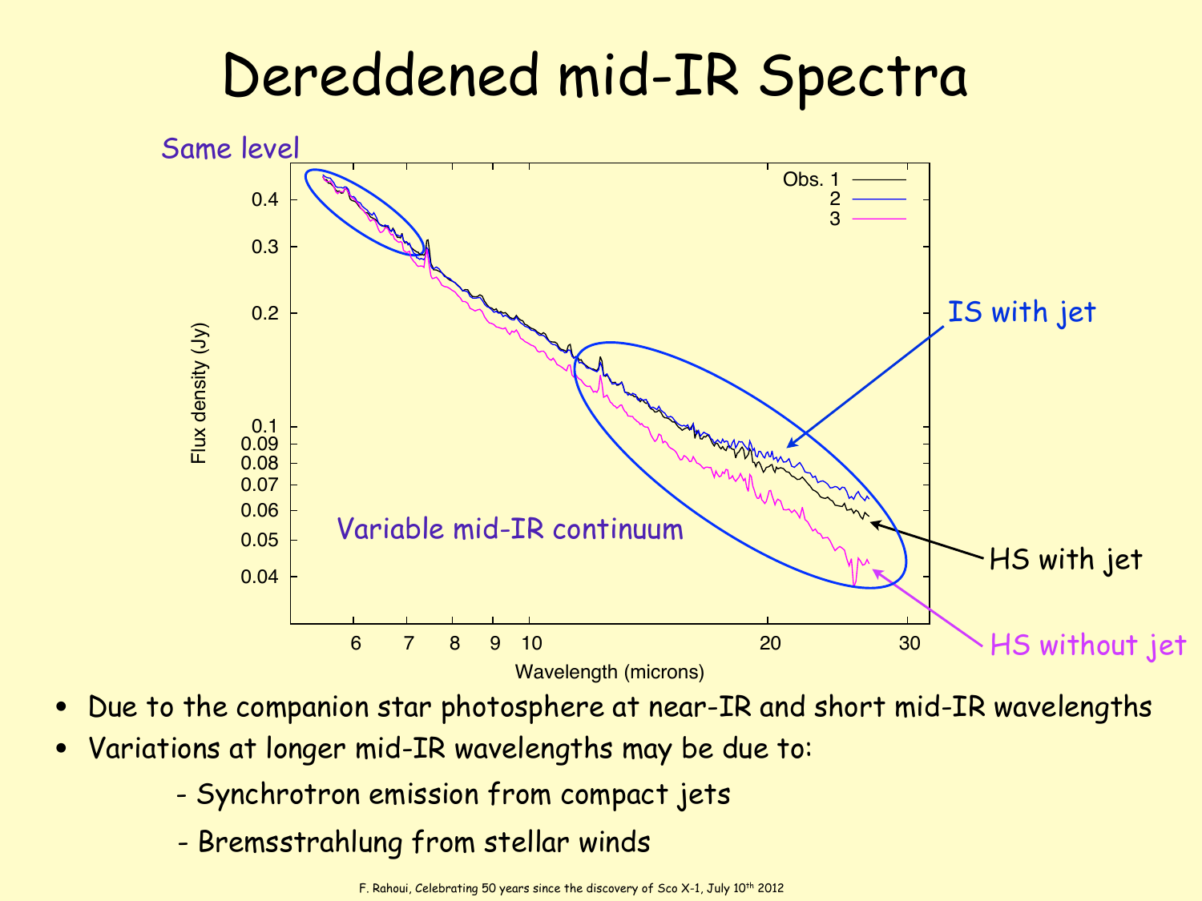# Dereddened mid-IR Spectra

Same level

Obs. 1, 2, 3

IS with jet

HS with jet

HS without jet

Variable mid-IR continuum

Flux density (Jy)

Wavelength (microns)

- Due to the companion star photosphere at near-IR and short mid-IR wavelengths
- Variations at longer mid-IR wavelengths may be due to:
  - Synchrotron emission from compact jets
  - Bremsstrahlung from stellar winds

F. Rahoui, Celebrating 50 years since the discovery of Sco X-1, July 10th 2012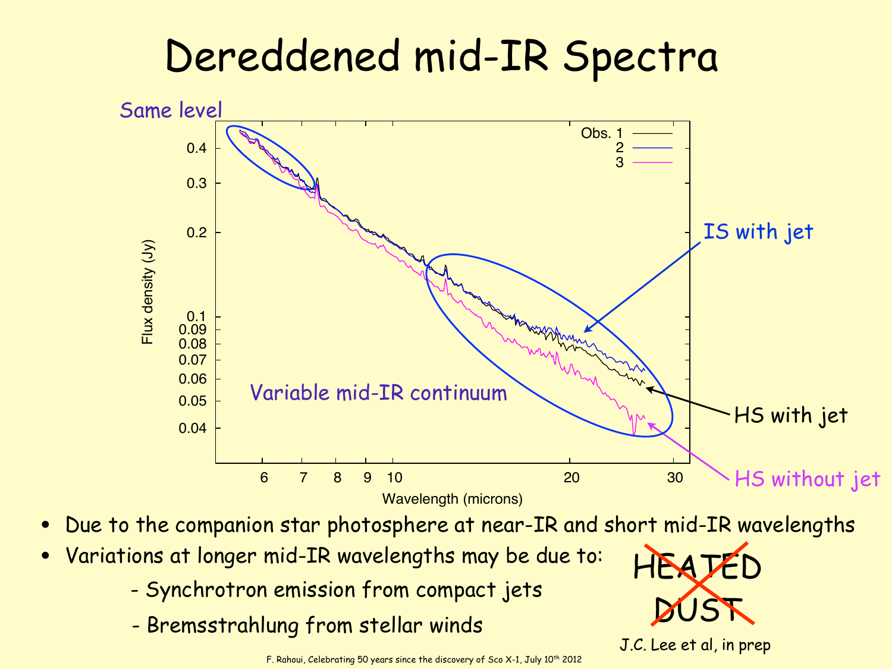# Dereddened mid-IR Spectra

Same level

Variable mid-IR continuum

IS with jet

HS with jet

HS without jet

Obs. 1, 2, 3

Flux density (Jy)

Wavelength (microns)

- Due to the companion star photosphere at near-IR and short mid-IR wavelengths
- Variations at longer mid-IR wavelengths may be due to:
  - Synchrotron emission from compact jets
  - Bremsstrahlung from stellar winds

~~HEATED DUST~~

J.C. Lee et al, in prep

F. Rahoui, Celebrating 50 years since the discovery of Sco X-1, July 10th 2012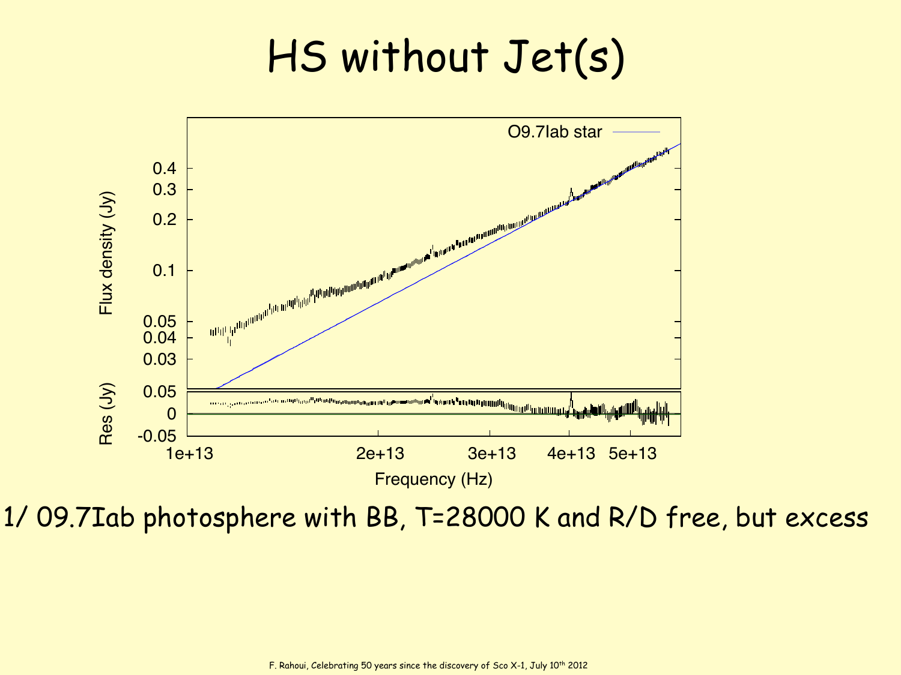# HS without Jet(s)

1/ O9.7Iab photosphere with BB, T=28000 K and R/D free, but excess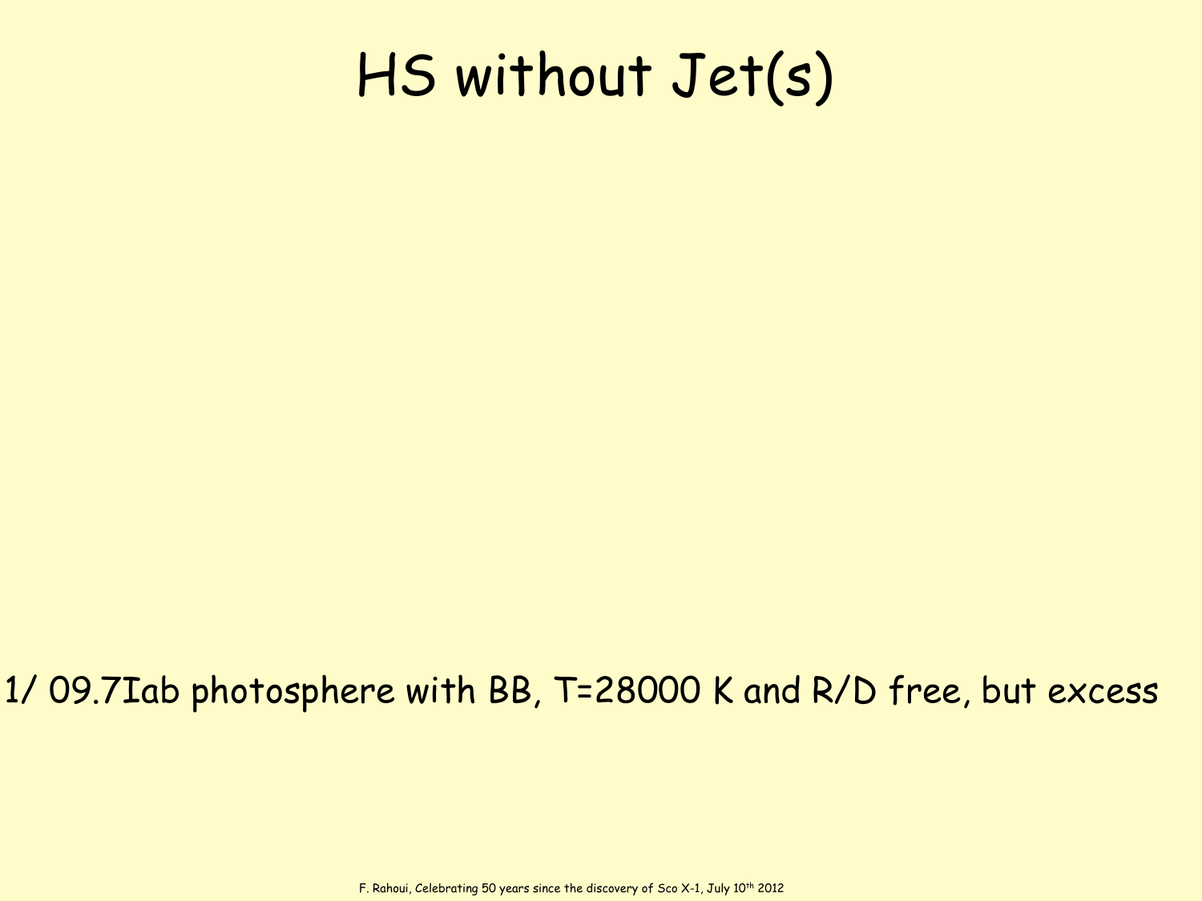# HS without Jet(s)

1/ 09.7Iab photosphere with BB, T=28000 K and R/D free, but excess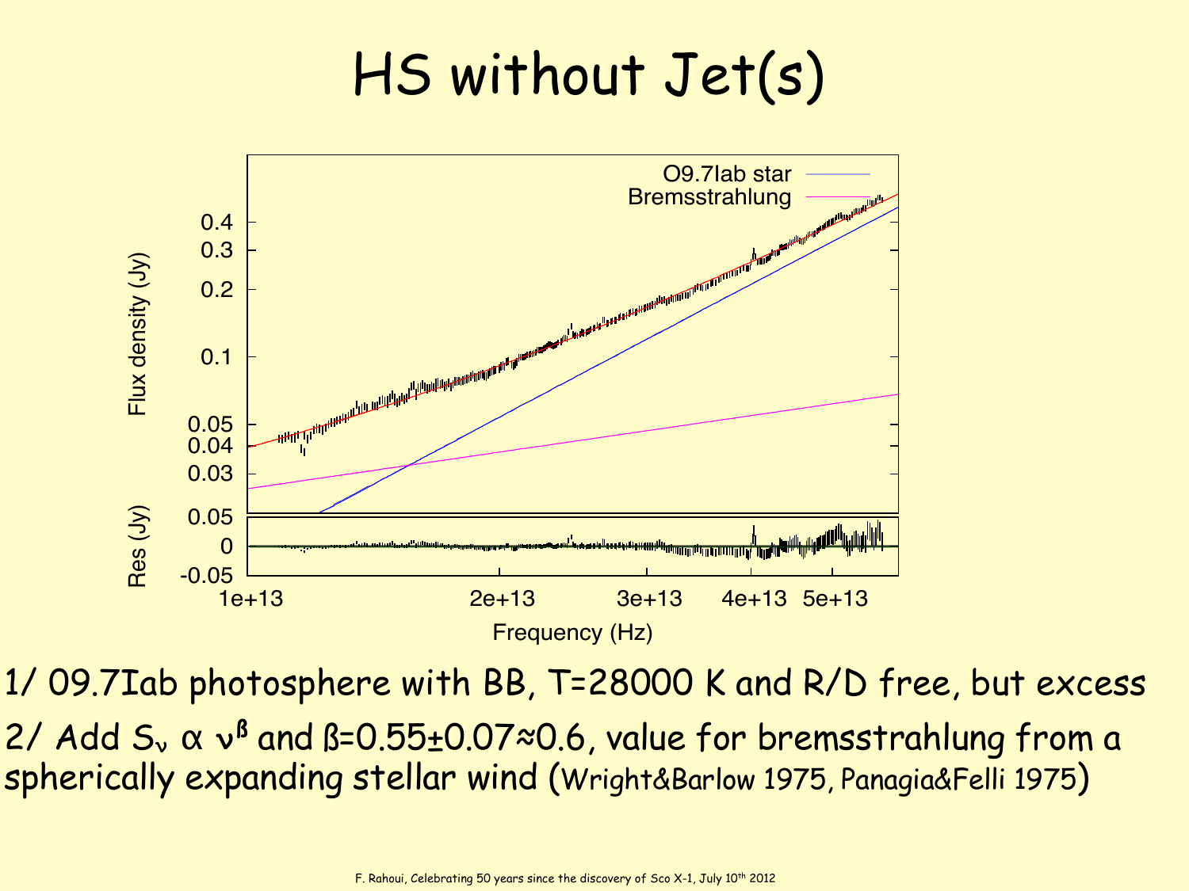# HS without Jet(s)

1/ O9.7Iab photosphere with BB, T=28000 K and R/D free, but excess

2/ Add $S_\nu \propto \nu^\beta$ and $\beta=0.55\pm0.07\approx0.6$, value for bremsstrahlung from a spherically expanding stellar wind (Wright&Barlow 1975, Panagia&Felli 1975)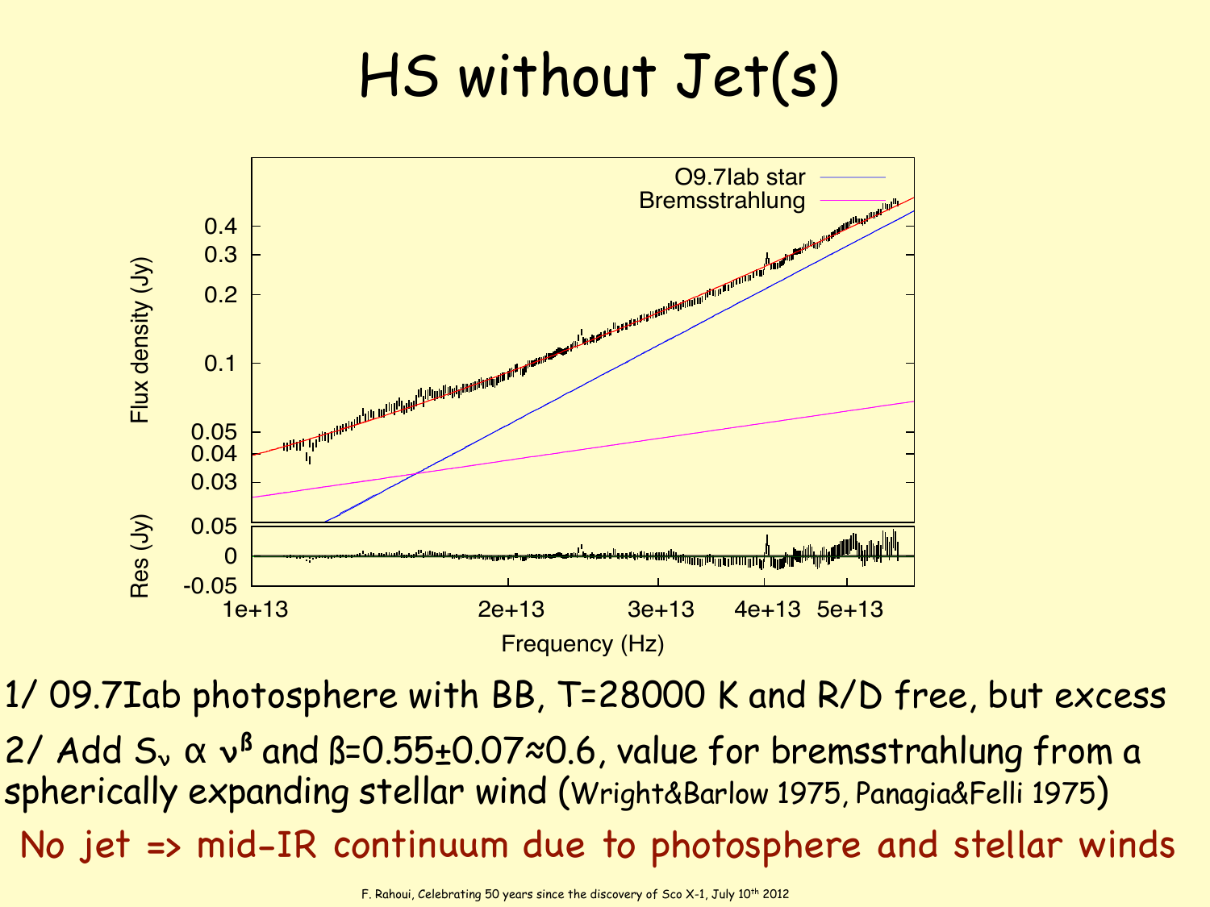# HS without Jet(s)

1/ O9.7Iab photosphere with BB, T=28000 K and R/D free, but excess

2/ Add $S_\nu \propto \nu^\beta$ and $\beta=0.55\pm0.07\approx0.6$, value for bremsstrahlung from a spherically expanding stellar wind (Wright&Barlow 1975, Panagia&Felli 1975)

No jet => mid-IR continuum due to photosphere and stellar winds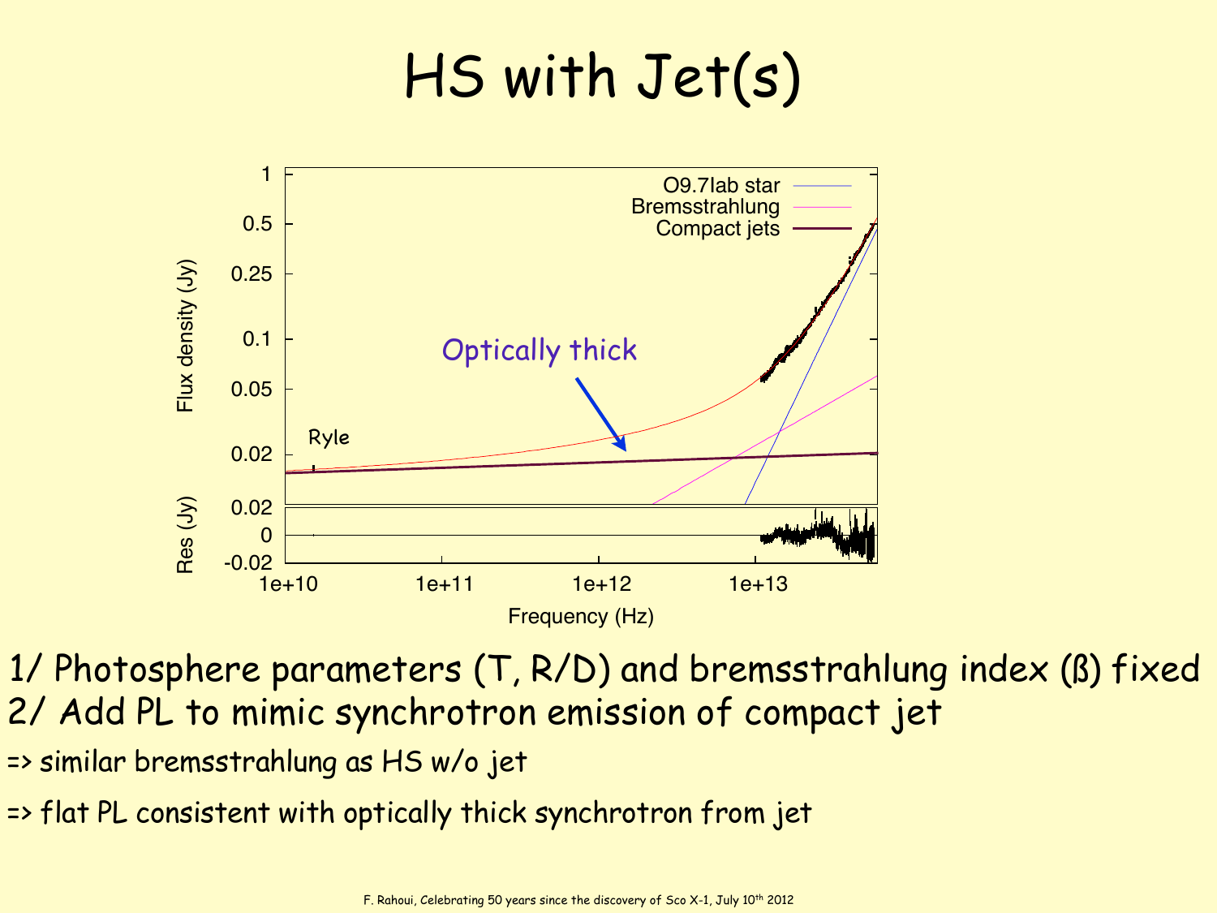# HS with Jet(s)

1/ Photosphere parameters (T, R/D) and bremsstrahlung index (ß) fixed
2/ Add PL to mimic synchrotron emission of compact jet

=> similar bremsstrahlung as HS w/o jet

=> flat PL consistent with optically thick synchrotron from jet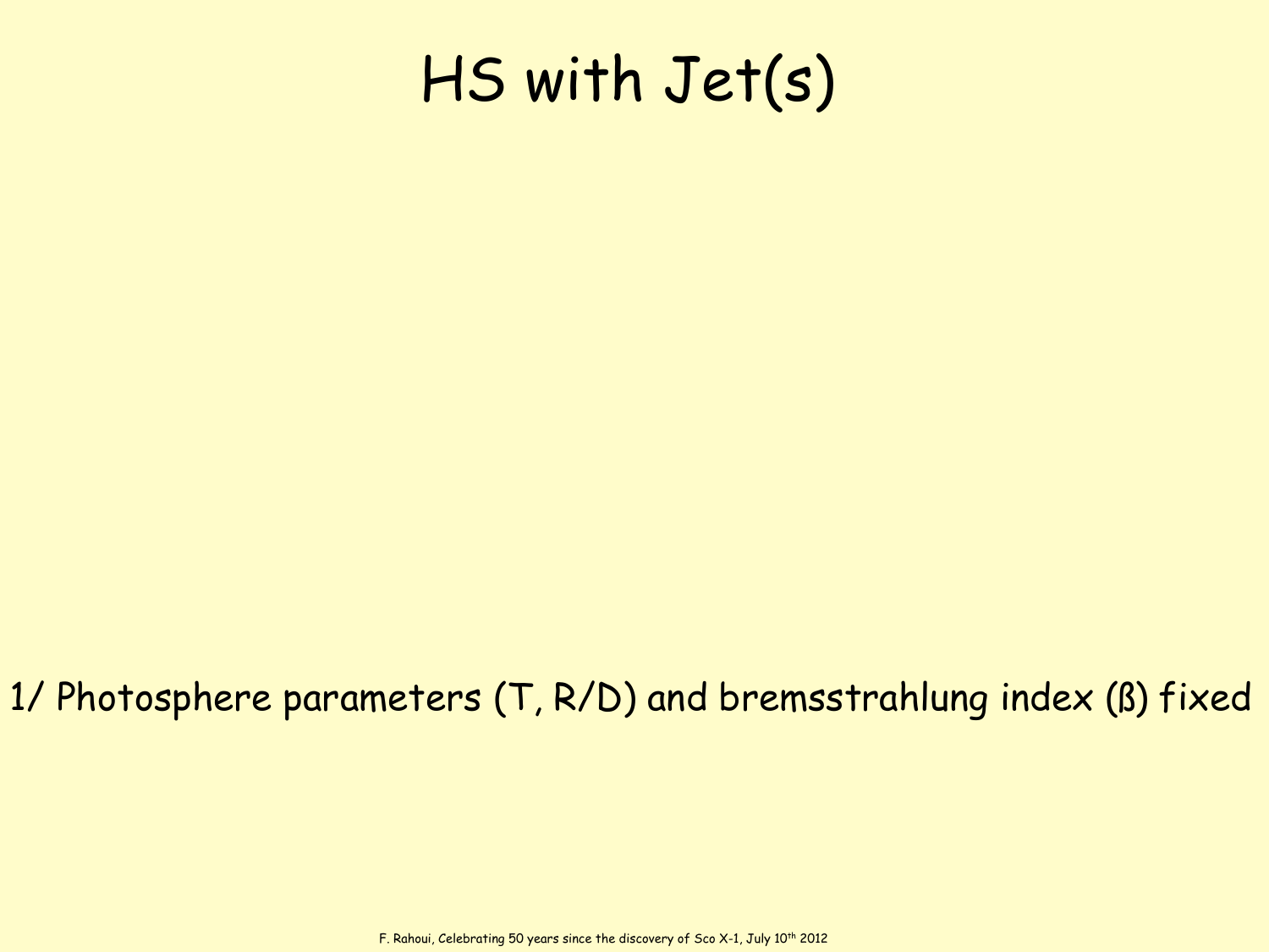# HS with Jet(s)

1/ Photosphere parameters (T, R/D) and bremsstrahlung index (ß) fixed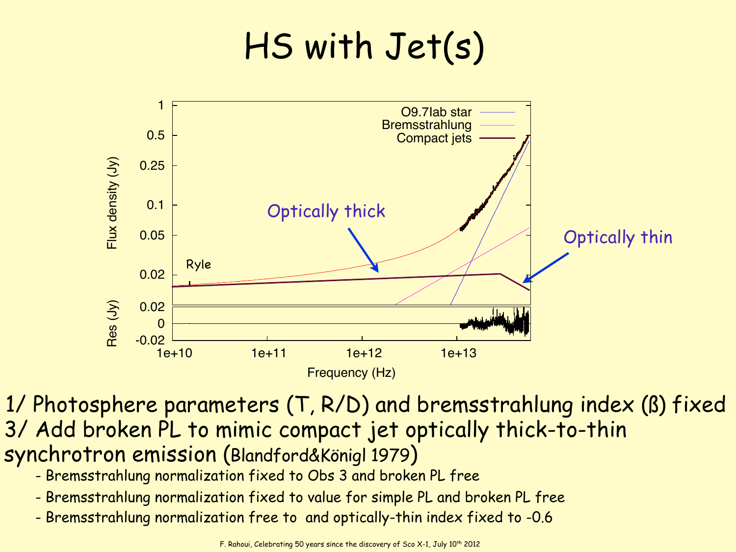# HS with Jet(s)

1/ Photosphere parameters (T, R/D) and bremsstrahlung index (ß) fixed

3/ Add broken PL to mimic compact jet optically thick-to-thin synchrotron emission (Blandford&Königl 1979)

- Bremsstrahlung normalization fixed to Obs 3 and broken PL free
- Bremsstrahlung normalization fixed to value for simple PL and broken PL free
- Bremsstrahlung normalization free to and optically-thin index fixed to -0.6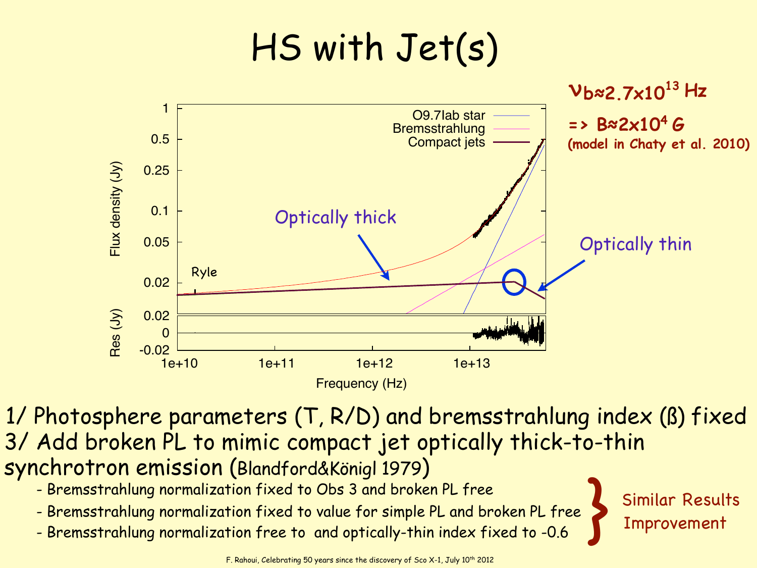# HS with Jet(s)

$\nu_b \approx 2.7 \times 10^{13}$ Hz

=> $B \approx 2 \times 10^4$ G

**(model in Chaty et al. 2010)**

Optically thick

Optically thin

1/ Photosphere parameters (T, R/D) and bremsstrahlung index (ß) fixed

3/ Add broken PL to mimic compact jet optically thick-to-thin synchrotron emission (Blandford&Königl 1979)

- Bremsstrahlung normalization fixed to Obs 3 and broken PL free
- Bremsstrahlung normalization fixed to value for simple PL and broken PL free
- Bremsstrahlung normalization free to and optically-thin index fixed to -0.6

} Similar Results Improvement

F. Rahoui, Celebrating 50 years since the discovery of Sco X-1, July 10th 2012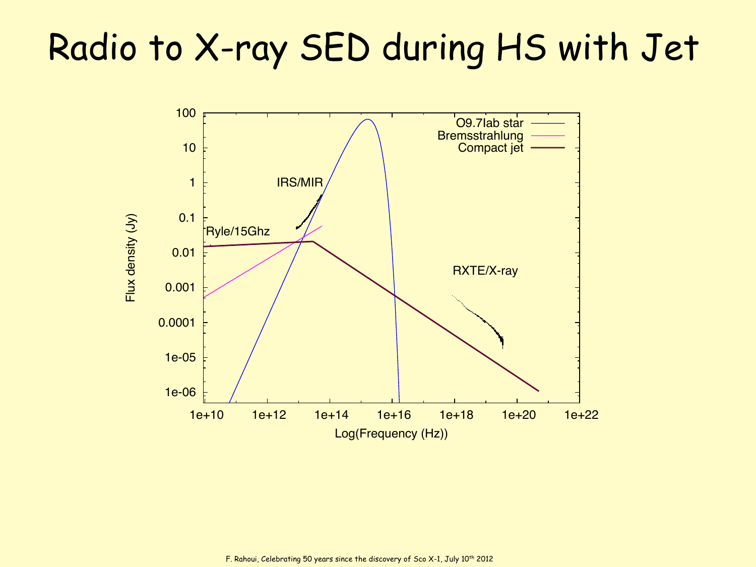# Radio to X-ray SED during HS with Jet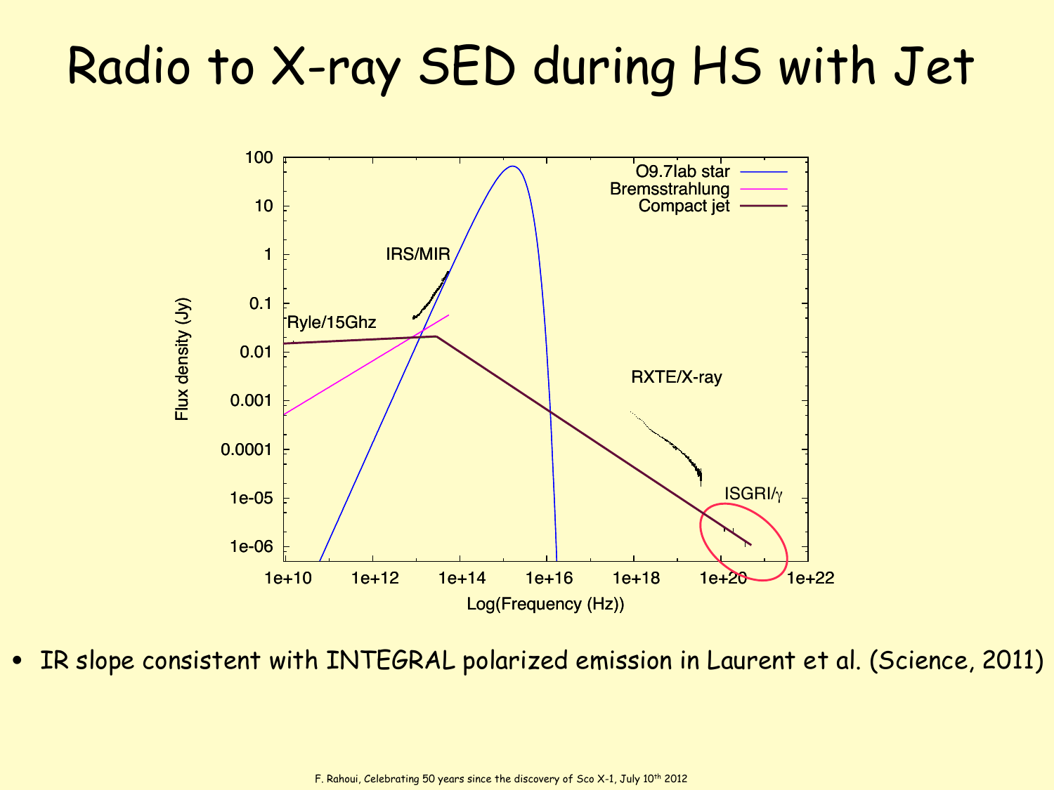# Radio to X-ray SED during HS with Jet

- IR slope consistent with INTEGRAL polarized emission in Laurent et al. (Science, 2011)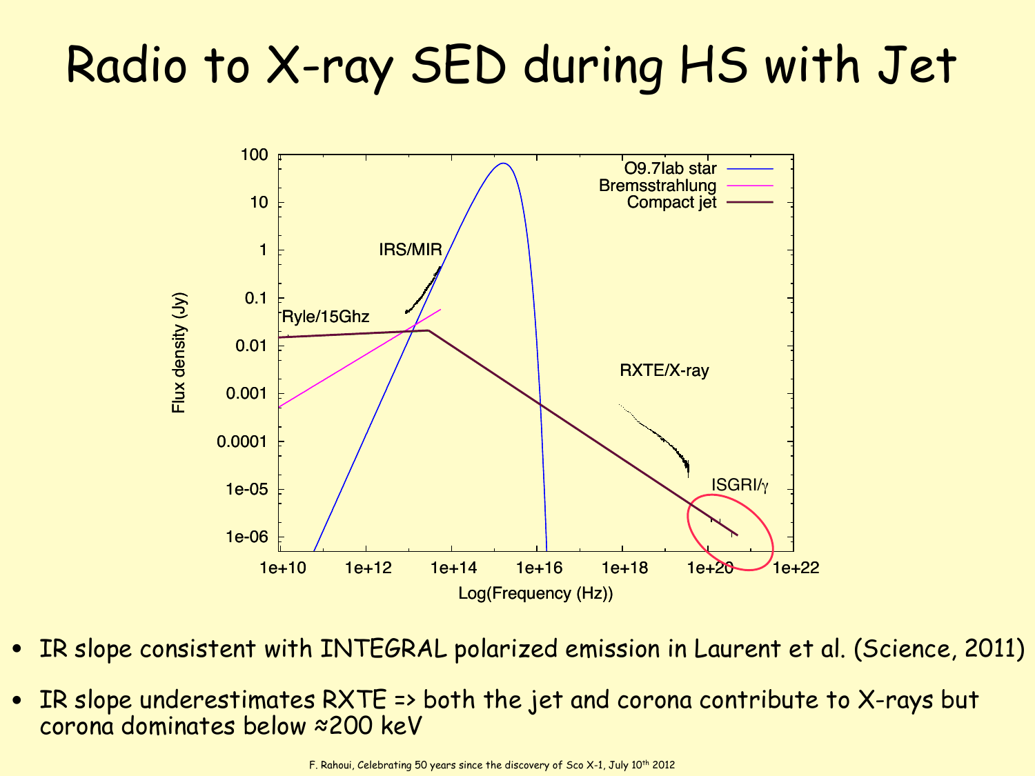# Radio to X-ray SED during HS with Jet

- IR slope consistent with INTEGRAL polarized emission in Laurent et al. (Science, 2011)
- IR slope underestimates RXTE => both the jet and corona contribute to X-rays but corona dominates below ≈200 keV

F. Rahoui, Celebrating 50 years since the discovery of Sco X-1, July 10th 2012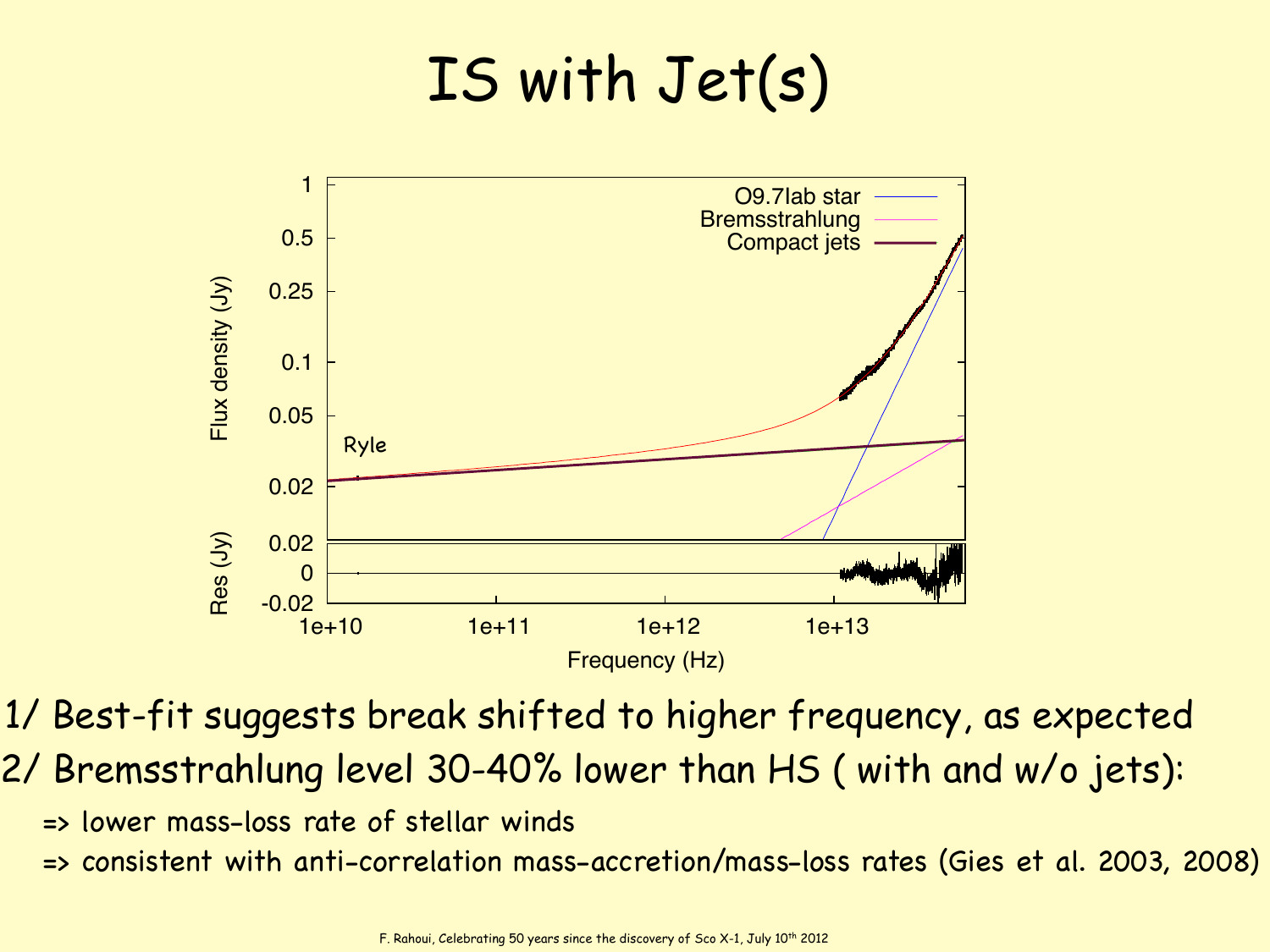# IS with Jet(s)

1/ Best-fit suggests break shifted to higher frequency, as expected

2/ Bremsstrahlung level 30-40% lower than HS ( with and w/o jets):

=> lower mass-loss rate of stellar winds

=> consistent with anti-correlation mass-accretion/mass-loss rates (Gies et al. 2003, 2008)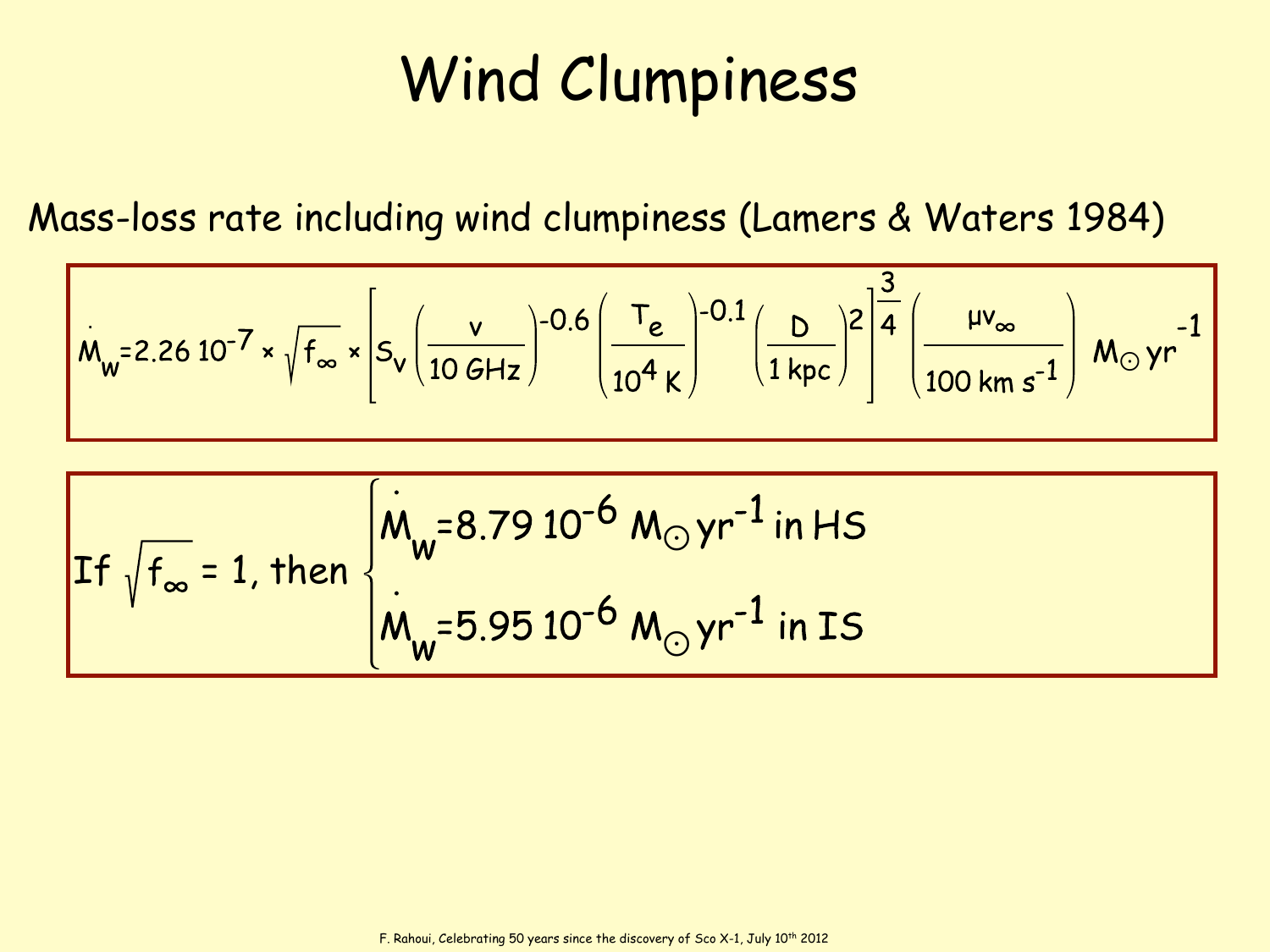# Wind Clumpiness

Mass-loss rate including wind clumpiness (Lamers & Waters 1984)

$$\dot{M}_w = 2.26\,10^{-7} \times \sqrt{f_\infty} \times \left[ S_\nu \left(\frac{\nu}{10\ \mathrm{GHz}}\right)^{-0.6} \left(\frac{T_e}{10^4\ \mathrm{K}}\right)^{-0.1} \left(\frac{D}{1\ \mathrm{kpc}}\right)^{2} \right]^{\frac{3}{4}} \left(\frac{\mu v_\infty}{100\ \mathrm{km\ s^{-1}}}\right)\ M_\odot\,\mathrm{yr}^{-1}$$

If $\sqrt{f_\infty} = 1$, then

$$\begin{cases} \dot{M}_w = 8.79\,10^{-6}\ M_\odot\,\mathrm{yr}^{-1} \text{ in HS} \\ \dot{M}_w = 5.95\,10^{-6}\ M_\odot\,\mathrm{yr}^{-1} \text{ in IS} \end{cases}$$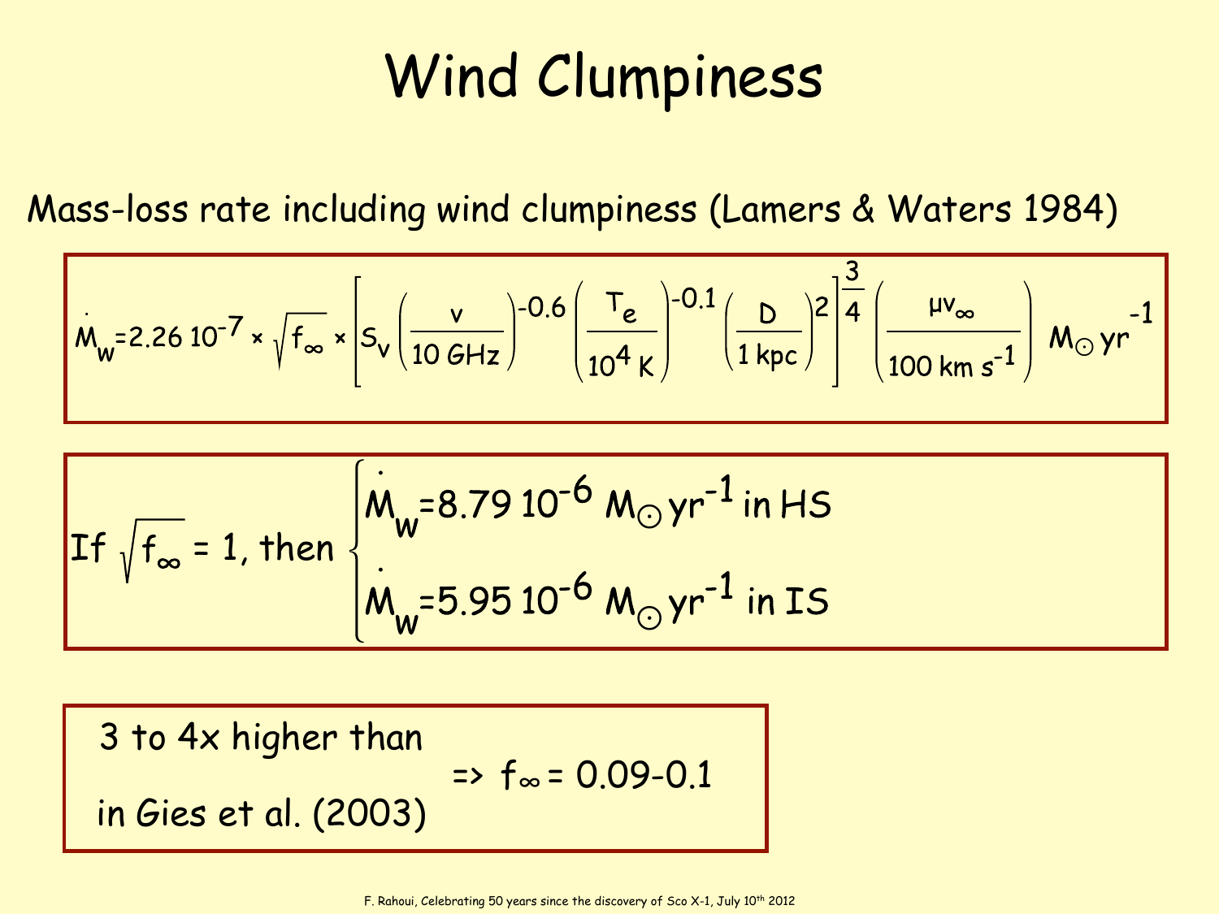# Wind Clumpiness

Mass-loss rate including wind clumpiness (Lamers & Waters 1984)

$$\dot{M}_W = 2.26\,10^{-7} \times \sqrt{f_\infty} \times \left[ S_\nu \left(\frac{\nu}{10\,\mathrm{GHz}}\right)^{-0.6} \left(\frac{T_e}{10^4\,\mathrm{K}}\right)^{-0.1} \left(\frac{D}{1\,\mathrm{kpc}}\right)^{2} \right]^{\frac{3}{4}} \left(\frac{\mu v_\infty}{100\,\mathrm{km\,s^{-1}}}\right) M_\odot\,\mathrm{yr}^{-1}$$

If $\sqrt{f_\infty} = 1$, then

$$\begin{cases} \dot{M}_W = 8.79\,10^{-6}\,M_\odot\,\mathrm{yr}^{-1} \text{ in HS} \\ \dot{M}_W = 5.95\,10^{-6}\,M_\odot\,\mathrm{yr}^{-1} \text{ in IS} \end{cases}$$

3 to 4x higher than in Gies et al. (2003) => $f_\infty = 0.09\text{-}0.1$

F. Rahoui, Celebrating 50 years since the discovery of Sco X-1, July 10th 2012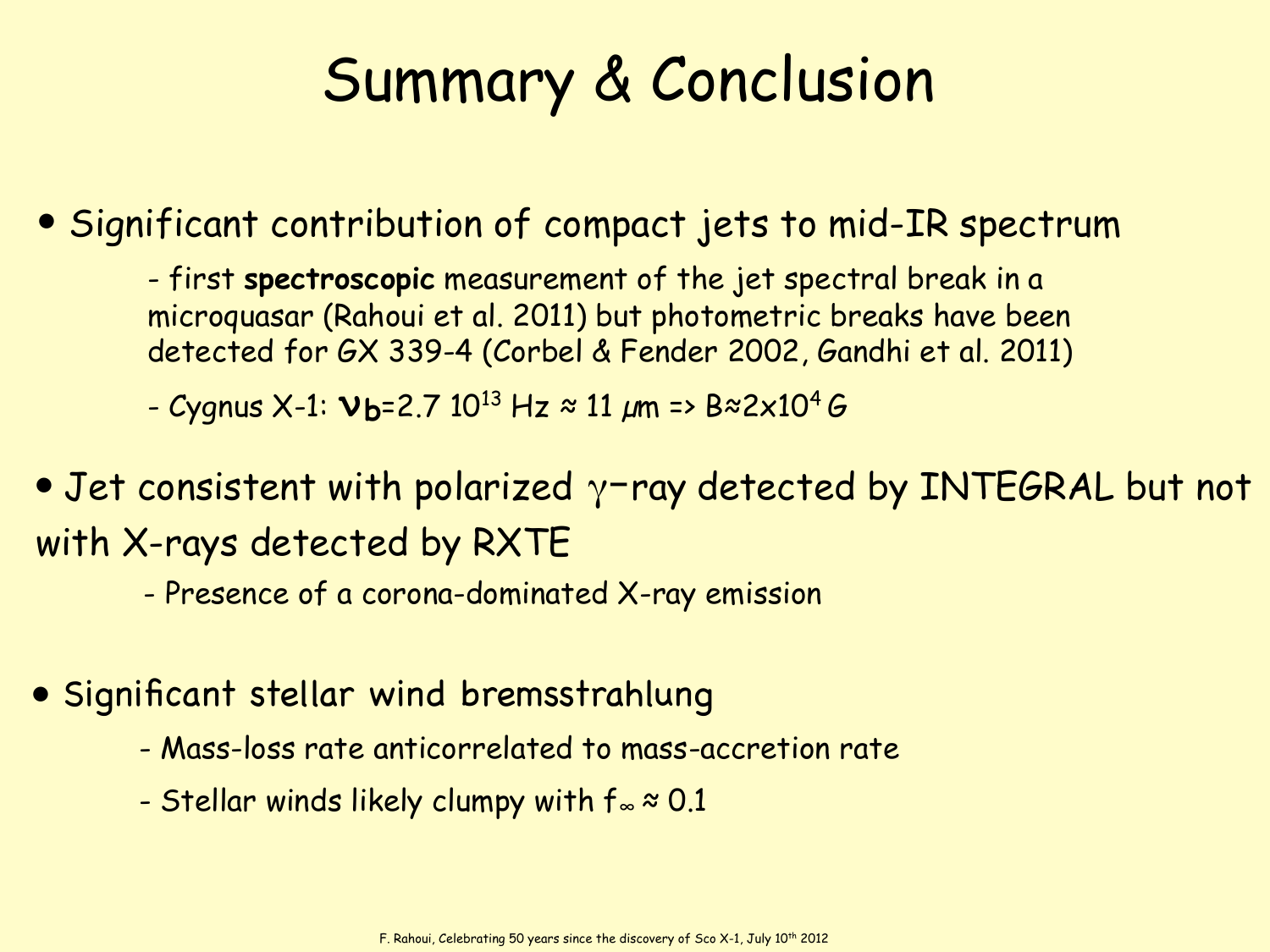# Summary & Conclusion

- Significant contribution of compact jets to mid-IR spectrum
  - first **spectroscopic** measurement of the jet spectral break in a microquasar (Rahoui et al. 2011) but photometric breaks have been detected for GX 339-4 (Corbel & Fender 2002, Gandhi et al. 2011)
  - Cygnus X-1: $\nu_b$=2.7 $10^{13}$ Hz ≈ 11 μm => B≈$2\times10^4$ G

- Jet consistent with polarized $\gamma$−ray detected by INTEGRAL but not with X-rays detected by RXTE
  - Presence of a corona-dominated X-ray emission

- Significant stellar wind bremsstrahlung
  - Mass-loss rate anticorrelated to mass-accretion rate
  - Stellar winds likely clumpy with $f_\infty \approx 0.1$

F. Rahoui, Celebrating 50 years since the discovery of Sco X-1, July 10th 2012